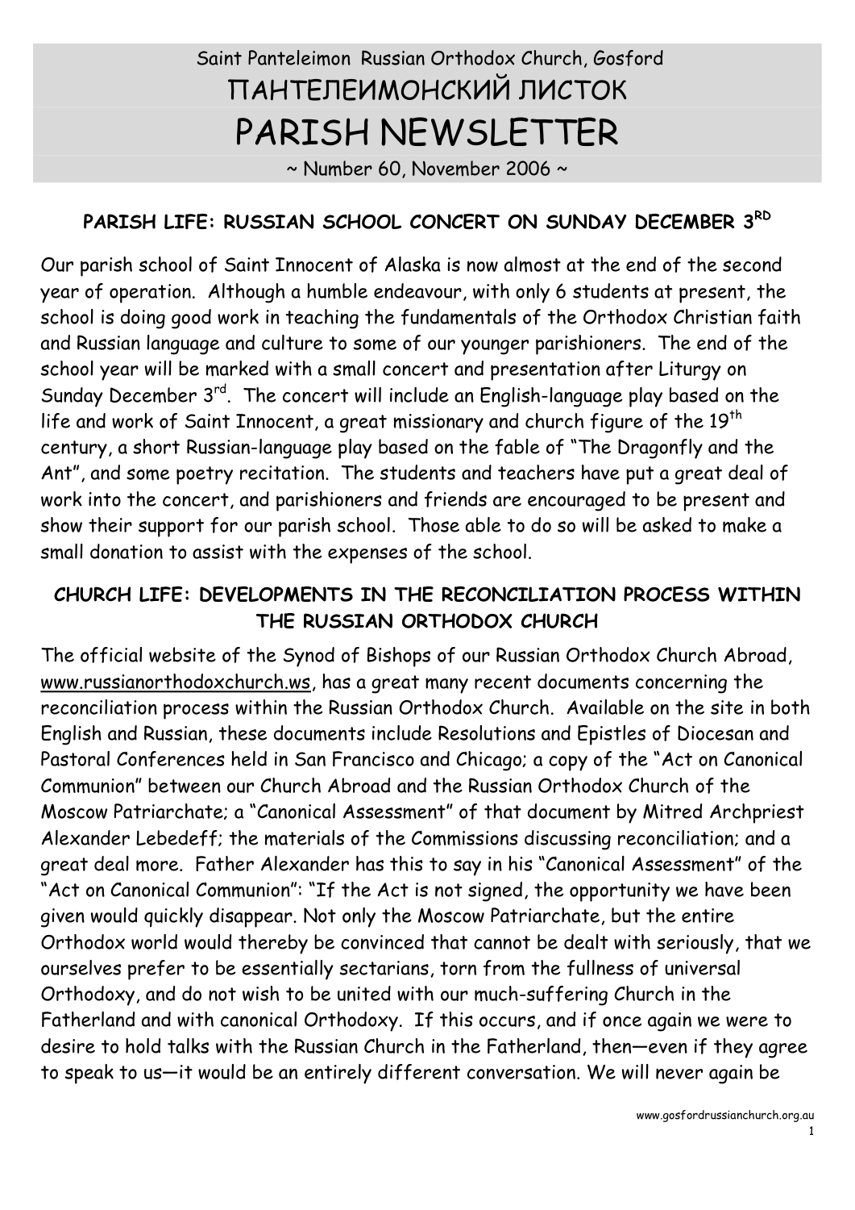Saint Panteleimon Russian Orthodox Church, Gosford

ПАНТЕЛЕИМОНСКИЙ ЛИСТОК

# PARISH NEWSLETTER

~ Number 60, November 2006 ~

## PARISH LIFE: RUSSIAN SCHOOL CONCERT ON SUNDAY DECEMBER 3RD

Our parish school of Saint Innocent of Alaska is now almost at the end of the second year of operation. Although a humble endeavour, with only 6 students at present, the school is doing good work in teaching the fundamentals of the Orthodox Christian faith and Russian language and culture to some of our younger parishioners. The end of the school year will be marked with a small concert and presentation after Liturgy on Sunday December 3rd. The concert will include an English-language play based on the life and work of Saint Innocent, a great missionary and church figure of the 19th century, a short Russian-language play based on the fable of "The Dragonfly and the Ant", and some poetry recitation. The students and teachers have put a great deal of work into the concert, and parishioners and friends are encouraged to be present and show their support for our parish school. Those able to do so will be asked to make a small donation to assist with the expenses of the school.

## CHURCH LIFE: DEVELOPMENTS IN THE RECONCILIATION PROCESS WITHIN THE RUSSIAN ORTHODOX CHURCH

The official website of the Synod of Bishops of our Russian Orthodox Church Abroad, www.russianorthodoxchurch.ws, has a great many recent documents concerning the reconciliation process within the Russian Orthodox Church. Available on the site in both English and Russian, these documents include Resolutions and Epistles of Diocesan and Pastoral Conferences held in San Francisco and Chicago; a copy of the "Act on Canonical Communion" between our Church Abroad and the Russian Orthodox Church of the Moscow Patriarchate; a "Canonical Assessment" of that document by Mitred Archpriest Alexander Lebedeff; the materials of the Commissions discussing reconciliation; and a great deal more. Father Alexander has this to say in his "Canonical Assessment" of the "Act on Canonical Communion": "If the Act is not signed, the opportunity we have been given would quickly disappear. Not only the Moscow Patriarchate, but the entire Orthodox world would thereby be convinced that cannot be dealt with seriously, that we ourselves prefer to be essentially sectarians, torn from the fullness of universal Orthodoxy, and do not wish to be united with our much-suffering Church in the Fatherland and with canonical Orthodoxy. If this occurs, and if once again we were to desire to hold talks with the Russian Church in the Fatherland, then—even if they agree to speak to us—it would be an entirely different conversation. We will never again be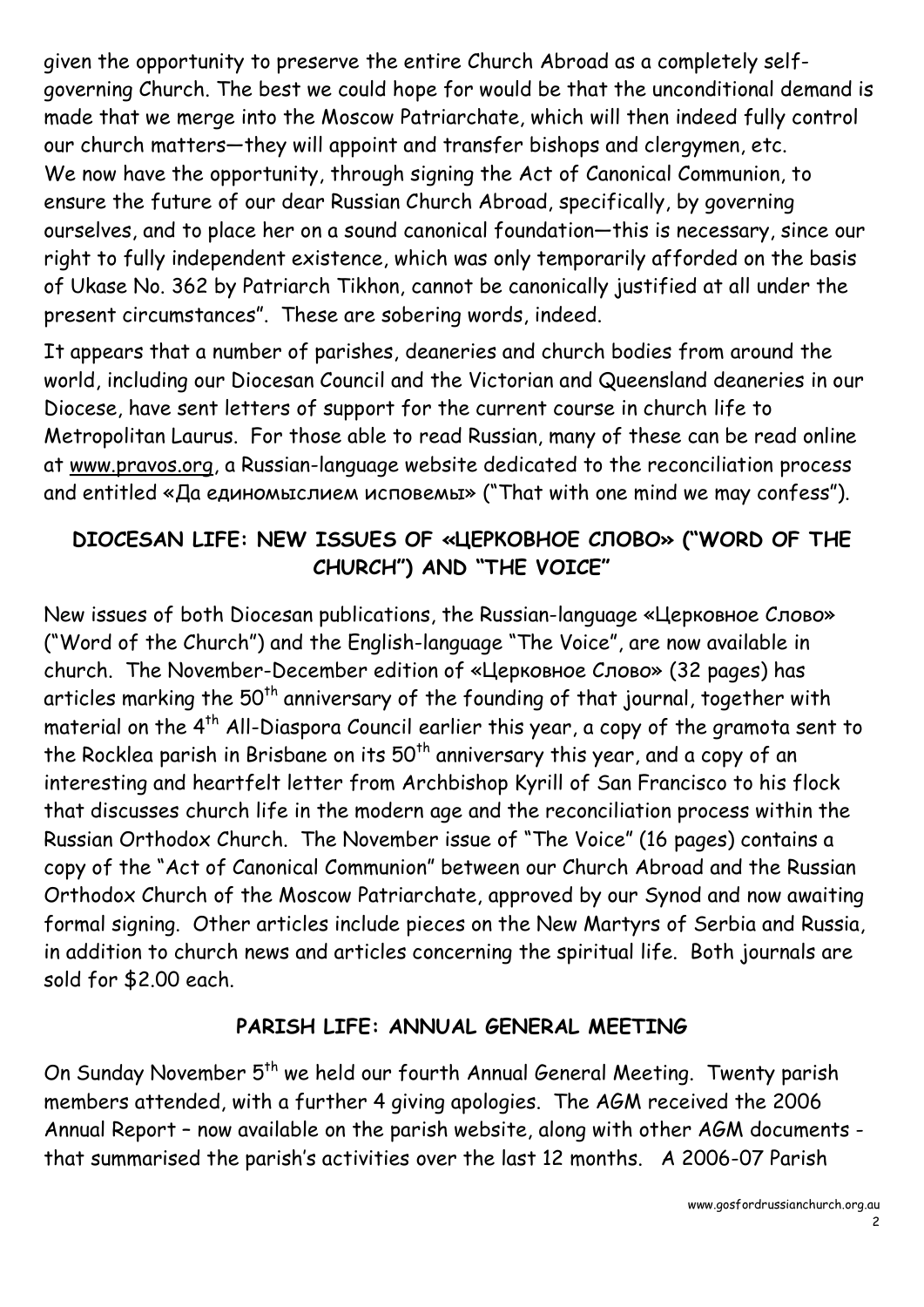given the opportunity to preserve the entire Church Abroad as a completely self-governing Church. The best we could hope for would be that the unconditional demand is made that we merge into the Moscow Patriarchate, which will then indeed fully control our church matters—they will appoint and transfer bishops and clergymen, etc. We now have the opportunity, through signing the Act of Canonical Communion, to ensure the future of our dear Russian Church Abroad, specifically, by governing ourselves, and to place her on a sound canonical foundation—this is necessary, since our right to fully independent existence, which was only temporarily afforded on the basis of Ukase No. 362 by Patriarch Tikhon, cannot be canonically justified at all under the present circumstances". These are sobering words, indeed.

It appears that a number of parishes, deaneries and church bodies from around the world, including our Diocesan Council and the Victorian and Queensland deaneries in our Diocese, have sent letters of support for the current course in church life to Metropolitan Laurus. For those able to read Russian, many of these can be read online at www.pravos.org, a Russian-language website dedicated to the reconciliation process and entitled «Да единомыслием исповемы» ("That with one mind we may confess").

## DIOCESAN LIFE: NEW ISSUES OF «ЦЕРКОВНОЕ СЛОВО» ("WORD OF THE CHURCH") AND "THE VOICE"

New issues of both Diocesan publications, the Russian-language «Церковное Слово» ("Word of the Church") and the English-language "The Voice", are now available in church. The November-December edition of «Церковное Слово» (32 pages) has articles marking the 50th anniversary of the founding of that journal, together with material on the 4th All-Diaspora Council earlier this year, a copy of the gramota sent to the Rocklea parish in Brisbane on its 50th anniversary this year, and a copy of an interesting and heartfelt letter from Archbishop Kyrill of San Francisco to his flock that discusses church life in the modern age and the reconciliation process within the Russian Orthodox Church. The November issue of "The Voice" (16 pages) contains a copy of the "Act of Canonical Communion" between our Church Abroad and the Russian Orthodox Church of the Moscow Patriarchate, approved by our Synod and now awaiting formal signing. Other articles include pieces on the New Martyrs of Serbia and Russia, in addition to church news and articles concerning the spiritual life. Both journals are sold for $2.00 each.

## PARISH LIFE: ANNUAL GENERAL MEETING

On Sunday November 5th we held our fourth Annual General Meeting. Twenty parish members attended, with a further 4 giving apologies. The AGM received the 2006 Annual Report – now available on the parish website, along with other AGM documents - that summarised the parish's activities over the last 12 months. A 2006-07 Parish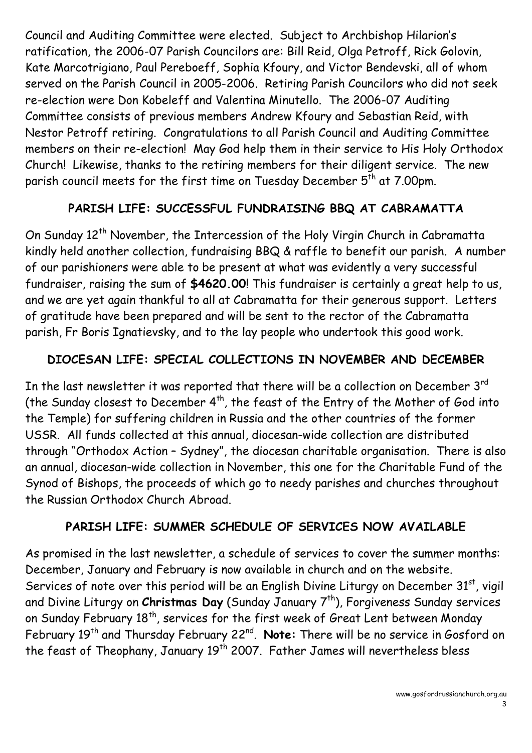Council and Auditing Committee were elected. Subject to Archbishop Hilarion's ratification, the 2006-07 Parish Councilors are: Bill Reid, Olga Petroff, Rick Golovin, Kate Marcotrigiano, Paul Pereboeff, Sophia Kfoury, and Victor Bendevski, all of whom served on the Parish Council in 2005-2006. Retiring Parish Councilors who did not seek re-election were Don Kobeleff and Valentina Minutello. The 2006-07 Auditing Committee consists of previous members Andrew Kfoury and Sebastian Reid, with Nestor Petroff retiring. Congratulations to all Parish Council and Auditing Committee members on their re-election! May God help them in their service to His Holy Orthodox Church! Likewise, thanks to the retiring members for their diligent service. The new parish council meets for the first time on Tuesday December 5th at 7.00pm.

## PARISH LIFE: SUCCESSFUL FUNDRAISING BBQ AT CABRAMATTA

On Sunday 12th November, the Intercession of the Holy Virgin Church in Cabramatta kindly held another collection, fundraising BBQ & raffle to benefit our parish. A number of our parishioners were able to be present at what was evidently a very successful fundraiser, raising the sum of **$4620.00**! This fundraiser is certainly a great help to us, and we are yet again thankful to all at Cabramatta for their generous support. Letters of gratitude have been prepared and will be sent to the rector of the Cabramatta parish, Fr Boris Ignatievsky, and to the lay people who undertook this good work.

## DIOCESAN LIFE: SPECIAL COLLECTIONS IN NOVEMBER AND DECEMBER

In the last newsletter it was reported that there will be a collection on December 3rd (the Sunday closest to December 4th, the feast of the Entry of the Mother of God into the Temple) for suffering children in Russia and the other countries of the former USSR. All funds collected at this annual, diocesan-wide collection are distributed through "Orthodox Action – Sydney", the diocesan charitable organisation. There is also an annual, diocesan-wide collection in November, this one for the Charitable Fund of the Synod of Bishops, the proceeds of which go to needy parishes and churches throughout the Russian Orthodox Church Abroad.

## PARISH LIFE: SUMMER SCHEDULE OF SERVICES NOW AVAILABLE

As promised in the last newsletter, a schedule of services to cover the summer months: December, January and February is now available in church and on the website. Services of note over this period will be an English Divine Liturgy on December 31st, vigil and Divine Liturgy on **Christmas Day** (Sunday January 7th), Forgiveness Sunday services on Sunday February 18th, services for the first week of Great Lent between Monday February 19th and Thursday February 22nd. **Note:** There will be no service in Gosford on the feast of Theophany, January 19th 2007. Father James will nevertheless bless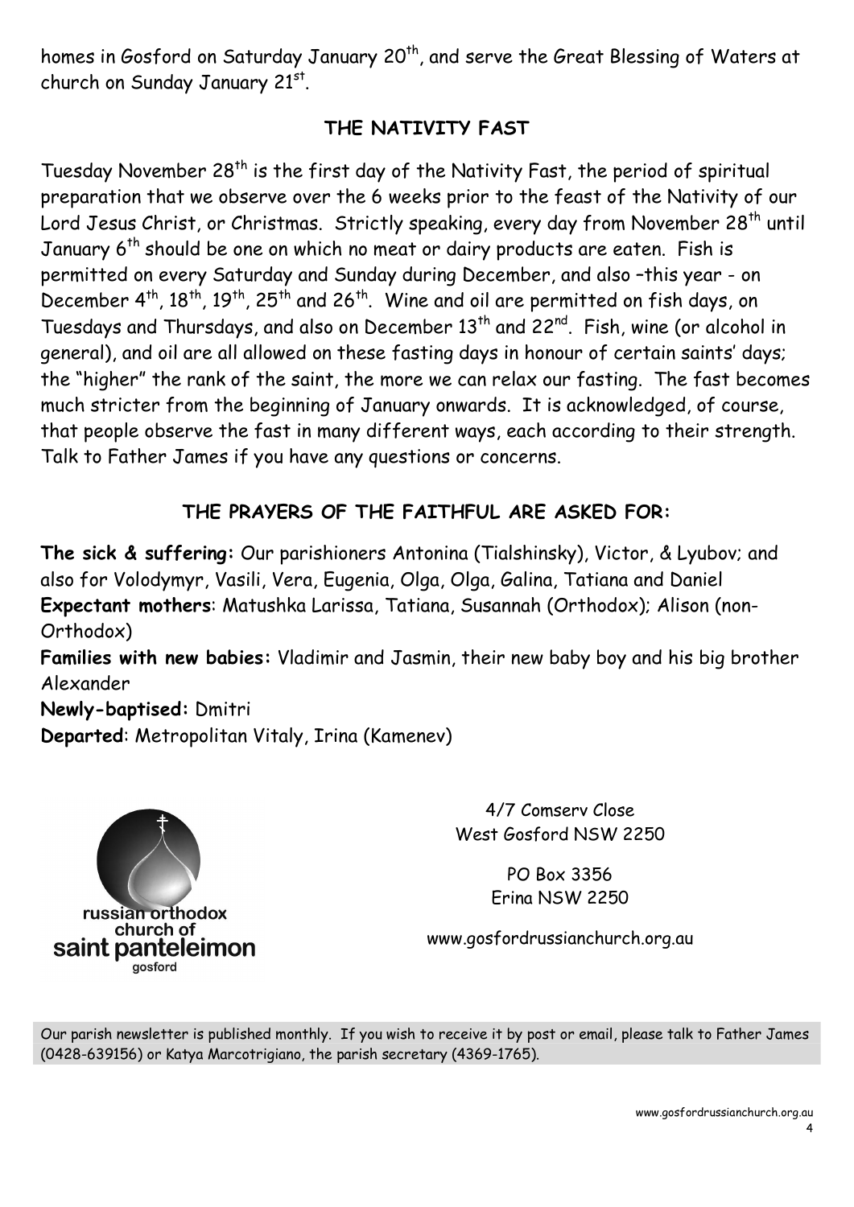homes in Gosford on Saturday January 20th, and serve the Great Blessing of Waters at church on Sunday January 21st.

## THE NATIVITY FAST

Tuesday November 28th is the first day of the Nativity Fast, the period of spiritual preparation that we observe over the 6 weeks prior to the feast of the Nativity of our Lord Jesus Christ, or Christmas. Strictly speaking, every day from November 28th until January 6th should be one on which no meat or dairy products are eaten. Fish is permitted on every Saturday and Sunday during December, and also –this year - on December 4th, 18th, 19th, 25th and 26th. Wine and oil are permitted on fish days, on Tuesdays and Thursdays, and also on December 13th and 22nd. Fish, wine (or alcohol in general), and oil are all allowed on these fasting days in honour of certain saints' days; the "higher" the rank of the saint, the more we can relax our fasting. The fast becomes much stricter from the beginning of January onwards. It is acknowledged, of course, that people observe the fast in many different ways, each according to their strength. Talk to Father James if you have any questions or concerns.

## THE PRAYERS OF THE FAITHFUL ARE ASKED FOR:

**The sick & suffering:** Our parishioners Antonina (Tialshinsky), Victor, & Lyubov; and also for Volodymyr, Vasili, Vera, Eugenia, Olga, Olga, Galina, Tatiana and Daniel
**Expectant mothers**: Matushka Larissa, Tatiana, Susannah (Orthodox); Alison (non-Orthodox)
**Families with new babies:** Vladimir and Jasmin, their new baby boy and his big brother Alexander
**Newly-baptised:** Dmitri
**Departed**: Metropolitan Vitaly, Irina (Kamenev)

russian orthodox church of saint panteleimon gosford

4/7 Comserv Close
West Gosford NSW 2250

PO Box 3356
Erina NSW 2250

www.gosfordrussianchurch.org.au

Our parish newsletter is published monthly. If you wish to receive it by post or email, please talk to Father James (0428-639156) or Katya Marcotrigiano, the parish secretary (4369-1765).